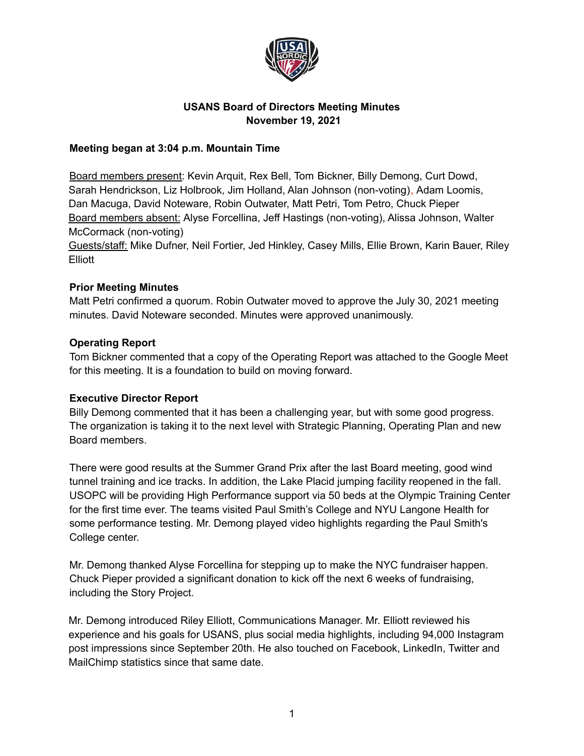# USANS Board of Directors Meeting Minutes
## November 19, 2021

**Meeting began at 3:04 p.m. Mountain Time**

Board members present: Kevin Arquit, Rex Bell, Tom Bickner, Billy Demong, Curt Dowd, Sarah Hendrickson, Liz Holbrook, Jim Holland, Alan Johnson (non-voting), Adam Loomis, Dan Macuga, David Noteware, Robin Outwater, Matt Petri, Tom Petro, Chuck Pieper
Board members absent: Alyse Forcellina, Jeff Hastings (non-voting), Alissa Johnson, Walter McCormack (non-voting)
Guests/staff: Mike Dufner, Neil Fortier, Jed Hinkley, Casey Mills, Ellie Brown, Karin Bauer, Riley Elliott

### Prior Meeting Minutes

Matt Petri confirmed a quorum. Robin Outwater moved to approve the July 30, 2021 meeting minutes. David Noteware seconded. Minutes were approved unanimously.

### Operating Report

Tom Bickner commented that a copy of the Operating Report was attached to the Google Meet for this meeting. It is a foundation to build on moving forward.

### Executive Director Report

Billy Demong commented that it has been a challenging year, but with some good progress. The organization is taking it to the next level with Strategic Planning, Operating Plan and new Board members.

There were good results at the Summer Grand Prix after the last Board meeting, good wind tunnel training and ice tracks. In addition, the Lake Placid jumping facility reopened in the fall. USOPC will be providing High Performance support via 50 beds at the Olympic Training Center for the first time ever. The teams visited Paul Smith's College and NYU Langone Health for some performance testing. Mr. Demong played video highlights regarding the Paul Smith's College center.

Mr. Demong thanked Alyse Forcellina for stepping up to make the NYC fundraiser happen. Chuck Pieper provided a significant donation to kick off the next 6 weeks of fundraising, including the Story Project.

Mr. Demong introduced Riley Elliott, Communications Manager. Mr. Elliott reviewed his experience and his goals for USANS, plus social media highlights, including 94,000 Instagram post impressions since September 20th. He also touched on Facebook, LinkedIn, Twitter and MailChimp statistics since that same date.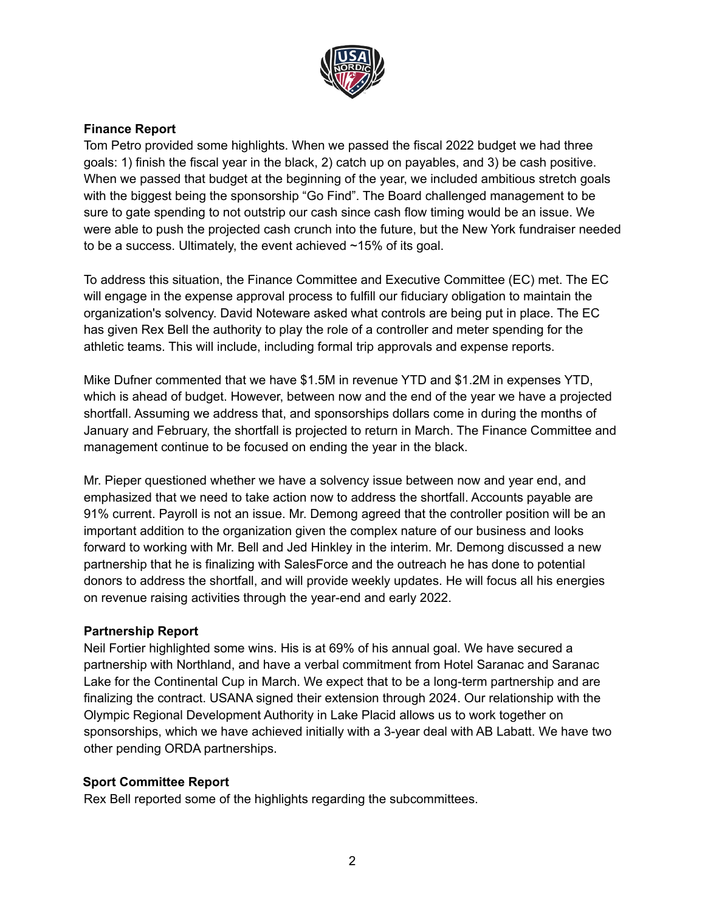**Finance Report**

Tom Petro provided some highlights. When we passed the fiscal 2022 budget we had three goals: 1) finish the fiscal year in the black, 2) catch up on payables, and 3) be cash positive. When we passed that budget at the beginning of the year, we included ambitious stretch goals with the biggest being the sponsorship "Go Find". The Board challenged management to be sure to gate spending to not outstrip our cash since cash flow timing would be an issue. We were able to push the projected cash crunch into the future, but the New York fundraiser needed to be a success. Ultimately, the event achieved ~15% of its goal.

To address this situation, the Finance Committee and Executive Committee (EC) met. The EC will engage in the expense approval process to fulfill our fiduciary obligation to maintain the organization's solvency. David Noteware asked what controls are being put in place. The EC has given Rex Bell the authority to play the role of a controller and meter spending for the athletic teams. This will include, including formal trip approvals and expense reports.

Mike Dufner commented that we have $1.5M in revenue YTD and $1.2M in expenses YTD, which is ahead of budget. However, between now and the end of the year we have a projected shortfall. Assuming we address that, and sponsorships dollars come in during the months of January and February, the shortfall is projected to return in March. The Finance Committee and management continue to be focused on ending the year in the black.

Mr. Pieper questioned whether we have a solvency issue between now and year end, and emphasized that we need to take action now to address the shortfall. Accounts payable are 91% current. Payroll is not an issue. Mr. Demong agreed that the controller position will be an important addition to the organization given the complex nature of our business and looks forward to working with Mr. Bell and Jed Hinkley in the interim. Mr. Demong discussed a new partnership that he is finalizing with SalesForce and the outreach he has done to potential donors to address the shortfall, and will provide weekly updates. He will focus all his energies on revenue raising activities through the year-end and early 2022.

**Partnership Report**

Neil Fortier highlighted some wins. His is at 69% of his annual goal. We have secured a partnership with Northland, and have a verbal commitment from Hotel Saranac and Saranac Lake for the Continental Cup in March. We expect that to be a long-term partnership and are finalizing the contract. USANA signed their extension through 2024. Our relationship with the Olympic Regional Development Authority in Lake Placid allows us to work together on sponsorships, which we have achieved initially with a 3-year deal with AB Labatt. We have two other pending ORDA partnerships.

**Sport Committee Report**

Rex Bell reported some of the highlights regarding the subcommittees.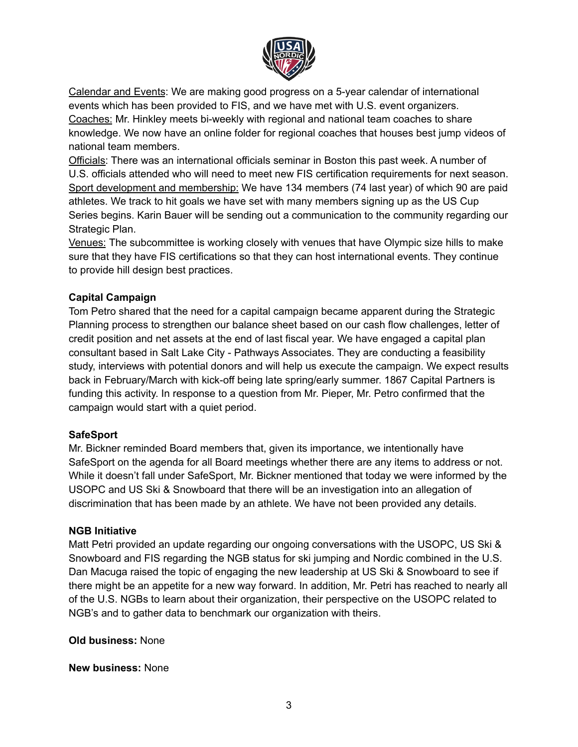Calendar and Events: We are making good progress on a 5-year calendar of international events which has been provided to FIS, and we have met with U.S. event organizers.
Coaches: Mr. Hinkley meets bi-weekly with regional and national team coaches to share knowledge. We now have an online folder for regional coaches that houses best jump videos of national team members.
Officials: There was an international officials seminar in Boston this past week. A number of U.S. officials attended who will need to meet new FIS certification requirements for next season.
Sport development and membership: We have 134 members (74 last year) of which 90 are paid athletes. We track to hit goals we have set with many members signing up as the US Cup Series begins. Karin Bauer will be sending out a communication to the community regarding our Strategic Plan.
Venues: The subcommittee is working closely with venues that have Olympic size hills to make sure that they have FIS certifications so that they can host international events. They continue to provide hill design best practices.

**Capital Campaign**
Tom Petro shared that the need for a capital campaign became apparent during the Strategic Planning process to strengthen our balance sheet based on our cash flow challenges, letter of credit position and net assets at the end of last fiscal year. We have engaged a capital plan consultant based in Salt Lake City - Pathways Associates. They are conducting a feasibility study, interviews with potential donors and will help us execute the campaign. We expect results back in February/March with kick-off being late spring/early summer. 1867 Capital Partners is funding this activity. In response to a question from Mr. Pieper, Mr. Petro confirmed that the campaign would start with a quiet period.

**SafeSport**
Mr. Bickner reminded Board members that, given its importance, we intentionally have SafeSport on the agenda for all Board meetings whether there are any items to address or not. While it doesn't fall under SafeSport, Mr. Bickner mentioned that today we were informed by the USOPC and US Ski & Snowboard that there will be an investigation into an allegation of discrimination that has been made by an athlete. We have not been provided any details.

**NGB Initiative**
Matt Petri provided an update regarding our ongoing conversations with the USOPC, US Ski & Snowboard and FIS regarding the NGB status for ski jumping and Nordic combined in the U.S. Dan Macuga raised the topic of engaging the new leadership at US Ski & Snowboard to see if there might be an appetite for a new way forward. In addition, Mr. Petri has reached to nearly all of the U.S. NGBs to learn about their organization, their perspective on the USOPC related to NGB's and to gather data to benchmark our organization with theirs.

**Old business:** None

**New business:** None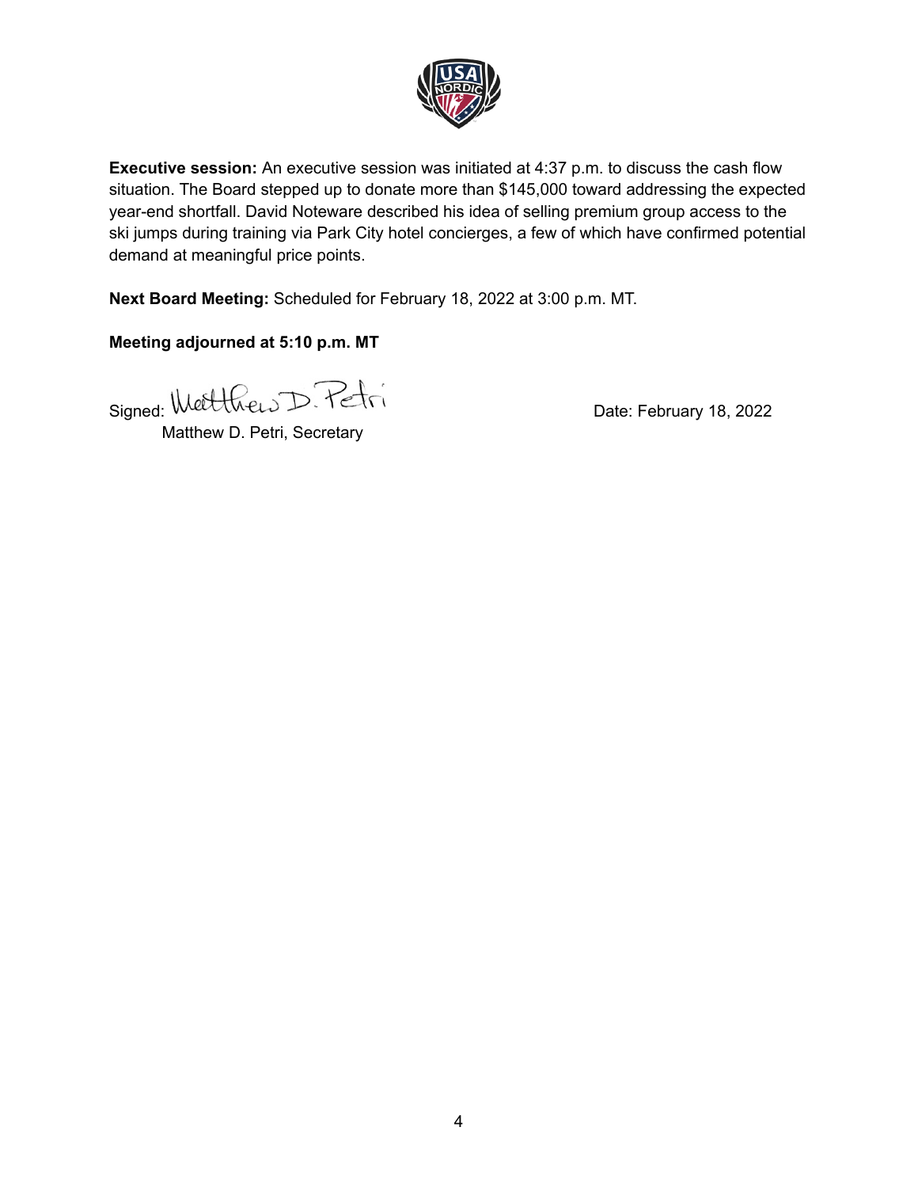**Executive session:** An executive session was initiated at 4:37 p.m. to discuss the cash flow situation. The Board stepped up to donate more than $145,000 toward addressing the expected year-end shortfall. David Noteware described his idea of selling premium group access to the ski jumps during training via Park City hotel concierges, a few of which have confirmed potential demand at meaningful price points.

**Next Board Meeting:** Scheduled for February 18, 2022 at 3:00 p.m. MT.

**Meeting adjourned at 5:10 p.m. MT**

Signed: Matthew D. Petri

Matthew D. Petri, Secretary

Date: February 18, 2022